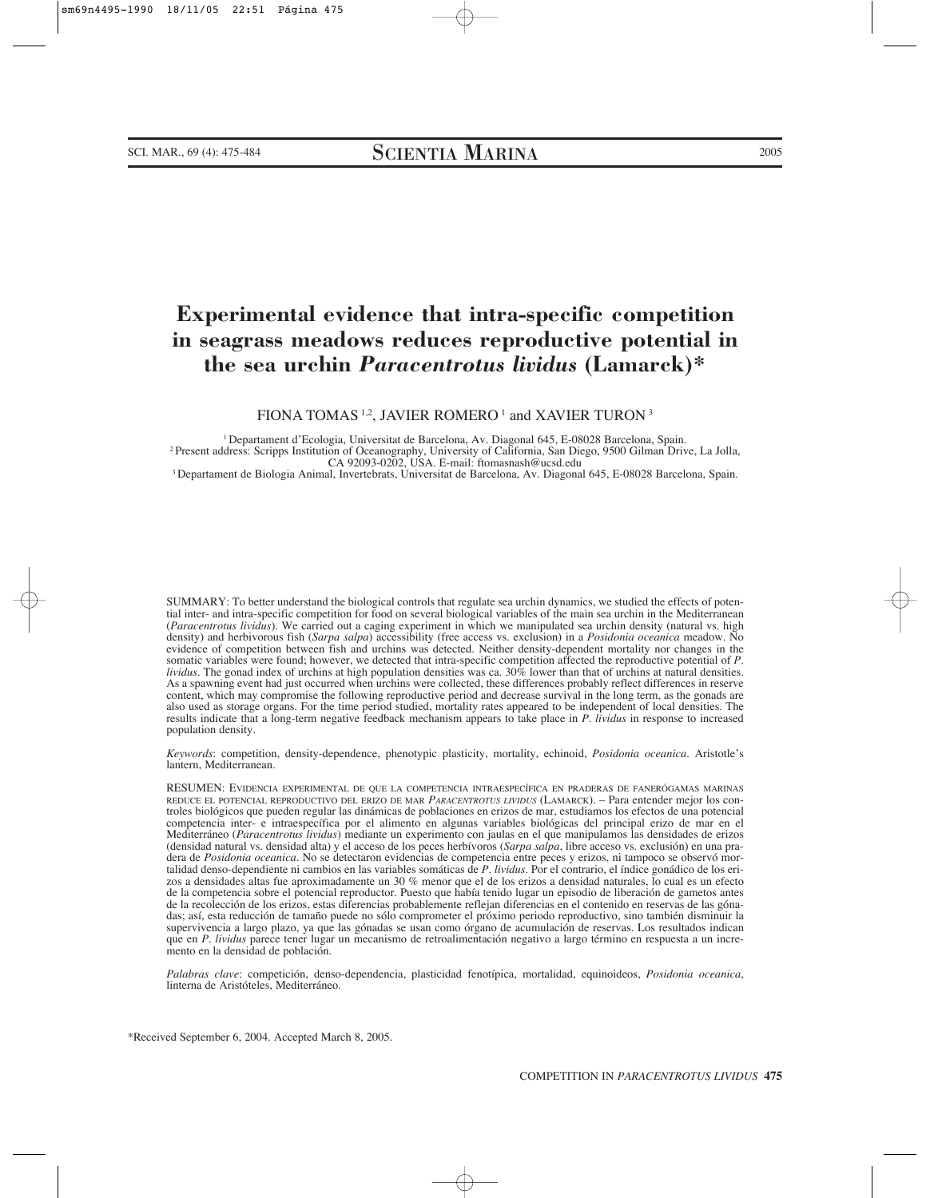# Experimental evidence that intra-specific competition in seagrass meadows reduces reproductive potential in the sea urchin *Paracentrotus lividus* (Lamarck)*

FIONA TOMAS [1,2], JAVIER ROMERO [1] and XAVIER TURON [3]

[1] Departament d'Ecologia, Universitat de Barcelona, Av. Diagonal 645, E-08028 Barcelona, Spain.
[2] Present address: Scripps Institution of Oceanography, University of California, San Diego, 9500 Gilman Drive, La Jolla, CA 92093-0202, USA. E-mail: ftomasnash@ucsd.edu
[3] Departament de Biologia Animal, Invertebrats, Universitat de Barcelona, Av. Diagonal 645, E-08028 Barcelona, Spain.

SUMMARY: To better understand the biological controls that regulate sea urchin dynamics, we studied the effects of potential inter- and intra-specific competition for food on several biological variables of the main sea urchin in the Mediterranean (*Paracentrotus lividus*). We carried out a caging experiment in which we manipulated sea urchin density (natural vs. high density) and herbivorous fish (*Sarpa salpa*) accessibility (free access vs. exclusion) in a *Posidonia oceanica* meadow. No evidence of competition between fish and urchins was detected. Neither density-dependent mortality nor changes in the somatic variables were found; however, we detected that intra-specific competition affected the reproductive potential of *P. lividus*. The gonad index of urchins at high population densities was ca. 30% lower than that of urchins at natural densities. As a spawning event had just occurred when urchins were collected, these differences probably reflect differences in reserve content, which may compromise the following reproductive period and decrease survival in the long term, as the gonads are also used as storage organs. For the time period studied, mortality rates appeared to be independent of local densities. The results indicate that a long-term negative feedback mechanism appears to take place in *P. lividus* in response to increased population density.

*Keywords*: competition, density-dependence, phenotypic plasticity, mortality, echinoid, *Posidonia oceanica*. Aristotle's lantern, Mediterranean.

RESUMEN: EVIDENCIA EXPERIMENTAL DE QUE LA COMPETENCIA INTRAESPECÍFICA EN PRADERAS DE FANERÓGAMAS MARINAS REDUCE EL POTENCIAL REPRODUCTIVO DEL ERIZO DE MAR *PARACENTROTUS LIVIDUS* (LAMARCK). – Para entender mejor los controles biológicos que pueden regular las dinámicas de poblaciones en erizos de mar, estudiamos los efectos de una potencial competencia inter- e intraespecífica por el alimento en algunas variables biológicas del principal erizo de mar en el Mediterráneo (*Paracentrotus lividus*) mediante un experimento con jaulas en el que manipulamos las densidades de erizos (densidad natural vs. densidad alta) y el acceso de los peces herbívoros (*Sarpa salpa*, libre acceso vs. exclusión) en una pradera de *Posidonia oceanica*. No se detectaron evidencias de competencia entre peces y erizos, ni tampoco se observó mortalidad denso-dependiente ni cambios en las variables somáticas de *P. lividus*. Por el contrario, el índice gonádico de los erizos a densidades altas fue aproximadamente un 30 % menor que el de los erizos a densidad naturales, lo cual es un efecto de la competencia sobre el potencial reproductor. Puesto que había tenido lugar un episodio de liberación de gametos antes de la recolección de los erizos, estas diferencias probablemente reflejan diferencias en el contenido en reservas de las gónadas; así, esta reducción de tamaño puede no sólo comprometer el próximo periodo reproductivo, sino también disminuir la supervivencia a largo plazo, ya que las gónadas se usan como órgano de acumulación de reservas. Los resultados indican que en *P. lividus* parece tener lugar un mecanismo de retroalimentación negativo a largo término en respuesta a un incremento en la densidad de población.

*Palabras clave*: competición, denso-dependencia, plasticidad fenotípica, mortalidad, equinoideos, *Posidonia oceanica*, linterna de Aristóteles, Mediterráneo.

*Received September 6, 2004. Accepted March 8, 2005.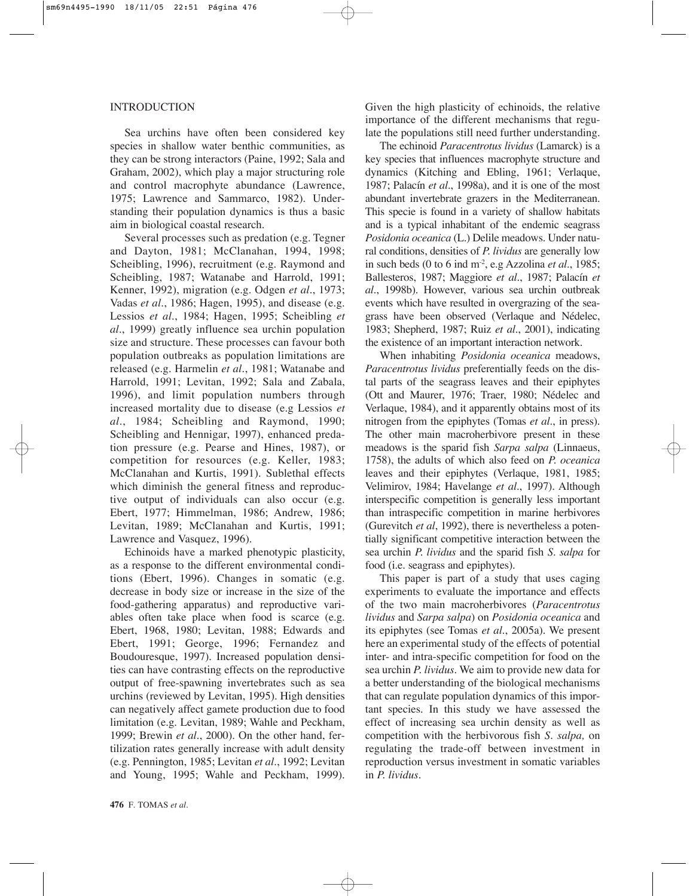## INTRODUCTION

Sea urchins have often been considered key species in shallow water benthic communities, as they can be strong interactors (Paine, 1992; Sala and Graham, 2002), which play a major structuring role and control macrophyte abundance (Lawrence, 1975; Lawrence and Sammarco, 1982). Understanding their population dynamics is thus a basic aim in biological coastal research.

Several processes such as predation (e.g. Tegner and Dayton, 1981; McClanahan, 1994, 1998; Scheibling, 1996), recruitment (e.g. Raymond and Scheibling, 1987; Watanabe and Harrold, 1991; Kenner, 1992), migration (e.g. Odgen *et al*., 1973; Vadas *et al*., 1986; Hagen, 1995), and disease (e.g. Lessios *et al*., 1984; Hagen, 1995; Scheibling *et al*., 1999) greatly influence sea urchin population size and structure. These processes can favour both population outbreaks as population limitations are released (e.g. Harmelin *et al*., 1981; Watanabe and Harrold, 1991; Levitan, 1992; Sala and Zabala, 1996), and limit population numbers through increased mortality due to disease (e.g Lessios *et al*., 1984; Scheibling and Raymond, 1990; Scheibling and Hennigar, 1997), enhanced predation pressure (e.g. Pearse and Hines, 1987), or competition for resources (e.g. Keller, 1983; McClanahan and Kurtis, 1991). Sublethal effects which diminish the general fitness and reproductive output of individuals can also occur (e.g. Ebert, 1977; Himmelman, 1986; Andrew, 1986; Levitan, 1989; McClanahan and Kurtis, 1991; Lawrence and Vasquez, 1996).

Echinoids have a marked phenotypic plasticity, as a response to the different environmental conditions (Ebert, 1996). Changes in somatic (e.g. decrease in body size or increase in the size of the food-gathering apparatus) and reproductive variables often take place when food is scarce (e.g. Ebert, 1968, 1980; Levitan, 1988; Edwards and Ebert, 1991; George, 1996; Fernandez and Boudouresque, 1997). Increased population densities can have contrasting effects on the reproductive output of free-spawning invertebrates such as sea urchins (reviewed by Levitan, 1995). High densities can negatively affect gamete production due to food limitation (e.g. Levitan, 1989; Wahle and Peckham, 1999; Brewin *et al*., 2000). On the other hand, fertilization rates generally increase with adult density (e.g. Pennington, 1985; Levitan *et al*., 1992; Levitan and Young, 1995; Wahle and Peckham, 1999). Given the high plasticity of echinoids, the relative importance of the different mechanisms that regulate the populations still need further understanding.

The echinoid *Paracentrotus lividus* (Lamarck) is a key species that influences macrophyte structure and dynamics (Kitching and Ebling, 1961; Verlaque, 1987; Palacín *et al*., 1998a), and it is one of the most abundant invertebrate grazers in the Mediterranean. This specie is found in a variety of shallow habitats and is a typical inhabitant of the endemic seagrass *Posidonia oceanica* (L.) Delile meadows. Under natural conditions, densities of *P. lividus* are generally low in such beds (0 to 6 ind m$^{-2}$, e.g Azzolina *et al*., 1985; Ballesteros, 1987; Maggiore *et al*., 1987; Palacín *et al*., 1998b). However, various sea urchin outbreak events which have resulted in overgrazing of the seagrass have been observed (Verlaque and Nédelec, 1983; Shepherd, 1987; Ruiz *et al*., 2001), indicating the existence of an important interaction network.

When inhabiting *Posidonia oceanica* meadows, *Paracentrotus lividus* preferentially feeds on the distal parts of the seagrass leaves and their epiphytes (Ott and Maurer, 1976; Traer, 1980; Nédelec and Verlaque, 1984), and it apparently obtains most of its nitrogen from the epiphytes (Tomas *et al*., in press). The other main macroherbivore present in these meadows is the sparid fish *Sarpa salpa* (Linnaeus, 1758), the adults of which also feed on *P. oceanica* leaves and their epiphytes (Verlaque, 1981, 1985; Velimirov, 1984; Havelange *et al*., 1997). Although interspecific competition is generally less important than intraspecific competition in marine herbivores (Gurevitch *et al*, 1992), there is nevertheless a potentially significant competitive interaction between the sea urchin *P. lividus* and the sparid fish *S. salpa* for food (i.e. seagrass and epiphytes).

This paper is part of a study that uses caging experiments to evaluate the importance and effects of the two main macroherbivores (*Paracentrotus lividus* and *Sarpa salpa*) on *Posidonia oceanica* and its epiphytes (see Tomas *et al*., 2005a). We present here an experimental study of the effects of potential inter- and intra-specific competition for food on the sea urchin *P. lividus*. We aim to provide new data for a better understanding of the biological mechanisms that can regulate population dynamics of this important species. In this study we have assessed the effect of increasing sea urchin density as well as competition with the herbivorous fish *S. salpa,* on regulating the trade-off between investment in reproduction versus investment in somatic variables in *P. lividus*.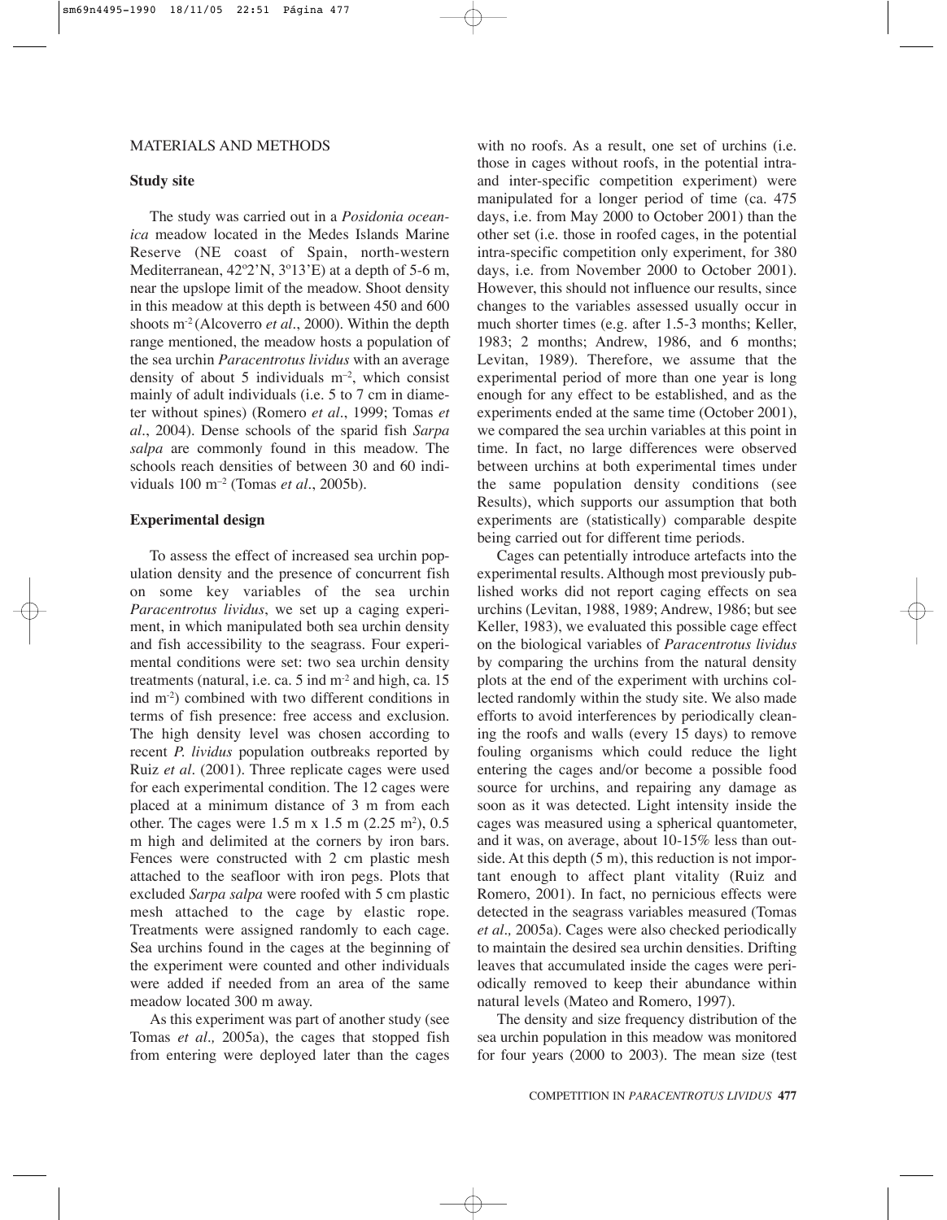## MATERIALS AND METHODS

### Study site

The study was carried out in a *Posidonia oceanica* meadow located in the Medes Islands Marine Reserve (NE coast of Spain, north-western Mediterranean, 42º2'N, 3º13'E) at a depth of 5-6 m, near the upslope limit of the meadow. Shoot density in this meadow at this depth is between 450 and 600 shoots m$^{-2}$ (Alcoverro *et al*., 2000). Within the depth range mentioned, the meadow hosts a population of the sea urchin *Paracentrotus lividus* with an average density of about 5 individuals m$^{-2}$, which consist mainly of adult individuals (i.e. 5 to 7 cm in diameter without spines) (Romero *et al*., 1999; Tomas *et al*., 2004). Dense schools of the sparid fish *Sarpa salpa* are commonly found in this meadow. The schools reach densities of between 30 and 60 individuals 100 m$^{-2}$ (Tomas *et al*., 2005b).

### Experimental design

To assess the effect of increased sea urchin population density and the presence of concurrent fish on some key variables of the sea urchin *Paracentrotus lividus*, we set up a caging experiment, in which manipulated both sea urchin density and fish accessibility to the seagrass. Four experimental conditions were set: two sea urchin density treatments (natural, i.e. ca. 5 ind m$^{-2}$ and high, ca. 15 ind m$^{-2}$) combined with two different conditions in terms of fish presence: free access and exclusion. The high density level was chosen according to recent *P. lividus* population outbreaks reported by Ruiz *et al*. (2001). Three replicate cages were used for each experimental condition. The 12 cages were placed at a minimum distance of 3 m from each other. The cages were 1.5 m x 1.5 m (2.25 m$^2$), 0.5 m high and delimited at the corners by iron bars. Fences were constructed with 2 cm plastic mesh attached to the seafloor with iron pegs. Plots that excluded *Sarpa salpa* were roofed with 5 cm plastic mesh attached to the cage by elastic rope. Treatments were assigned randomly to each cage. Sea urchins found in the cages at the beginning of the experiment were counted and other individuals were added if needed from an area of the same meadow located 300 m away.

As this experiment was part of another study (see Tomas *et al.,* 2005a), the cages that stopped fish from entering were deployed later than the cages with no roofs. As a result, one set of urchins (i.e. those in cages without roofs, in the potential intra- and inter-specific competition experiment) were manipulated for a longer period of time (ca. 475 days, i.e. from May 2000 to October 2001) than the other set (i.e. those in roofed cages, in the potential intra-specific competition only experiment, for 380 days, i.e. from November 2000 to October 2001). However, this should not influence our results, since changes to the variables assessed usually occur in much shorter times (e.g. after 1.5-3 months; Keller, 1983; 2 months; Andrew, 1986, and 6 months; Levitan, 1989). Therefore, we assume that the experimental period of more than one year is long enough for any effect to be established, and as the experiments ended at the same time (October 2001), we compared the sea urchin variables at this point in time. In fact, no large differences were observed between urchins at both experimental times under the same population density conditions (see Results), which supports our assumption that both experiments are (statistically) comparable despite being carried out for different time periods.

Cages can potentially introduce artefacts into the experimental results. Although most previously published works did not report caging effects on sea urchins (Levitan, 1988, 1989; Andrew, 1986; but see Keller, 1983), we evaluated this possible cage effect on the biological variables of *Paracentrotus lividus* by comparing the urchins from the natural density plots at the end of the experiment with urchins collected randomly within the study site. We also made efforts to avoid interferences by periodically cleaning the roofs and walls (every 15 days) to remove fouling organisms which could reduce the light entering the cages and/or become a possible food source for urchins, and repairing any damage as soon as it was detected. Light intensity inside the cages was measured using a spherical quantometer, and it was, on average, about 10-15% less than outside. At this depth (5 m), this reduction is not important enough to affect plant vitality (Ruiz and Romero, 2001). In fact, no pernicious effects were detected in the seagrass variables measured (Tomas *et al.,* 2005a). Cages were also checked periodically to maintain the desired sea urchin densities. Drifting leaves that accumulated inside the cages were periodically removed to keep their abundance within natural levels (Mateo and Romero, 1997).

The density and size frequency distribution of the sea urchin population in this meadow was monitored for four years (2000 to 2003). The mean size (test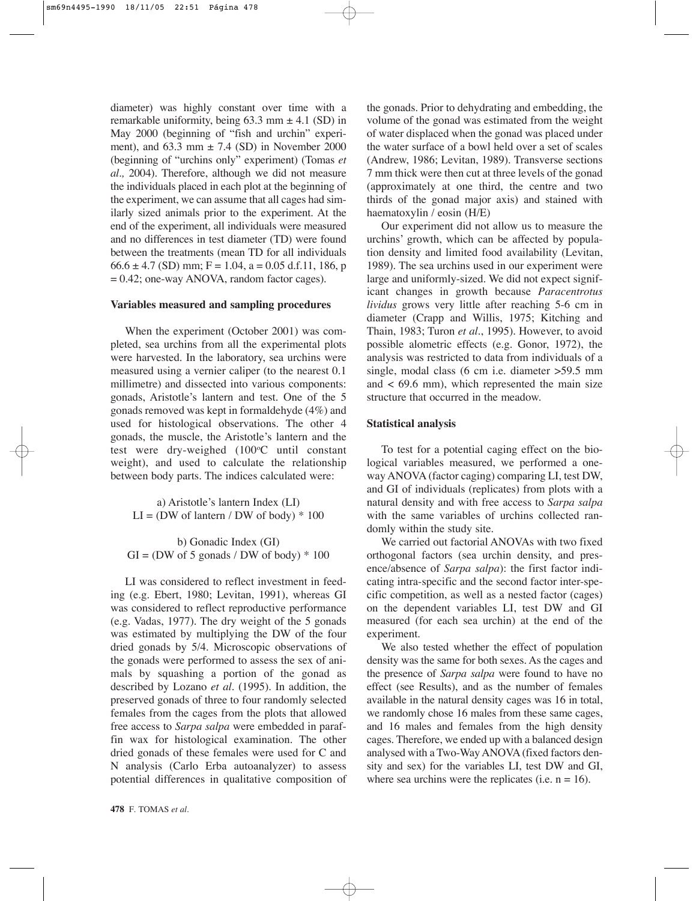diameter) was highly constant over time with a remarkable uniformity, being 63.3 mm ± 4.1 (SD) in May 2000 (beginning of "fish and urchin" experiment), and 63.3 mm ± 7.4 (SD) in November 2000 (beginning of "urchins only" experiment) (Tomas *et al.,* 2004). Therefore, although we did not measure the individuals placed in each plot at the beginning of the experiment, we can assume that all cages had similarly sized animals prior to the experiment. At the end of the experiment, all individuals were measured and no differences in test diameter (TD) were found between the treatments (mean TD for all individuals 66.6 ± 4.7 (SD) mm; $F = 1.04$, $a = 0.05$ d.f.11, 186, $p = 0.42$; one-way ANOVA, random factor cages).

### Variables measured and sampling procedures

When the experiment (October 2001) was completed, sea urchins from all the experimental plots were harvested. In the laboratory, sea urchins were measured using a vernier caliper (to the nearest 0.1 millimetre) and dissected into various components: gonads, Aristotle's lantern and test. One of the 5 gonads removed was kept in formaldehyde (4%) and used for histological observations. The other 4 gonads, the muscle, the Aristotle's lantern and the test were dry-weighed (100ºC until constant weight), and used to calculate the relationship between body parts. The indices calculated were:

a) Aristotle's lantern Index (LI)

$$LI = (\text{DW of lantern} / \text{DW of body}) * 100$$

b) Gonadic Index (GI)

$$GI = (\text{DW of 5 gonads} / \text{DW of body}) * 100$$

LI was considered to reflect investment in feeding (e.g. Ebert, 1980; Levitan, 1991), whereas GI was considered to reflect reproductive performance (e.g. Vadas, 1977). The dry weight of the 5 gonads was estimated by multiplying the DW of the four dried gonads by 5/4. Microscopic observations of the gonads were performed to assess the sex of animals by squashing a portion of the gonad as described by Lozano *et al*. (1995). In addition, the preserved gonads of three to four randomly selected females from the cages from the plots that allowed free access to *Sarpa salpa* were embedded in paraffin wax for histological examination. The other dried gonads of these females were used for C and N analysis (Carlo Erba autoanalyzer) to assess potential differences in qualitative composition of the gonads. Prior to dehydrating and embedding, the volume of the gonad was estimated from the weight of water displaced when the gonad was placed under the water surface of a bowl held over a set of scales (Andrew, 1986; Levitan, 1989). Transverse sections 7 mm thick were then cut at three levels of the gonad (approximately at one third, the centre and two thirds of the gonad major axis) and stained with haematoxylin / eosin (H/E)

Our experiment did not allow us to measure the urchins' growth, which can be affected by population density and limited food availability (Levitan, 1989). The sea urchins used in our experiment were large and uniformly-sized. We did not expect significant changes in growth because *Paracentrotus lividus* grows very little after reaching 5-6 cm in diameter (Crapp and Willis, 1975; Kitching and Thain, 1983; Turon *et al*., 1995). However, to avoid possible alometric effects (e.g. Gonor, 1972), the analysis was restricted to data from individuals of a single, modal class (6 cm i.e. diameter >59.5 mm and < 69.6 mm), which represented the main size structure that occurred in the meadow.

### Statistical analysis

To test for a potential caging effect on the biological variables measured, we performed a one-way ANOVA (factor caging) comparing LI, test DW, and GI of individuals (replicates) from plots with a natural density and with free access to *Sarpa salpa* with the same variables of urchins collected randomly within the study site.

We carried out factorial ANOVAs with two fixed orthogonal factors (sea urchin density, and presence/absence of *Sarpa salpa*): the first factor indicating intra-specific and the second factor inter-specific competition, as well as a nested factor (cages) on the dependent variables LI, test DW and GI measured (for each sea urchin) at the end of the experiment.

We also tested whether the effect of population density was the same for both sexes. As the cages and the presence of *Sarpa salpa* were found to have no effect (see Results), and as the number of females available in the natural density cages was 16 in total, we randomly chose 16 males from these same cages, and 16 males and females from the high density cages. Therefore, we ended up with a balanced design analysed with a Two-Way ANOVA (fixed factors density and sex) for the variables LI, test DW and GI, where sea urchins were the replicates (i.e. $n = 16$).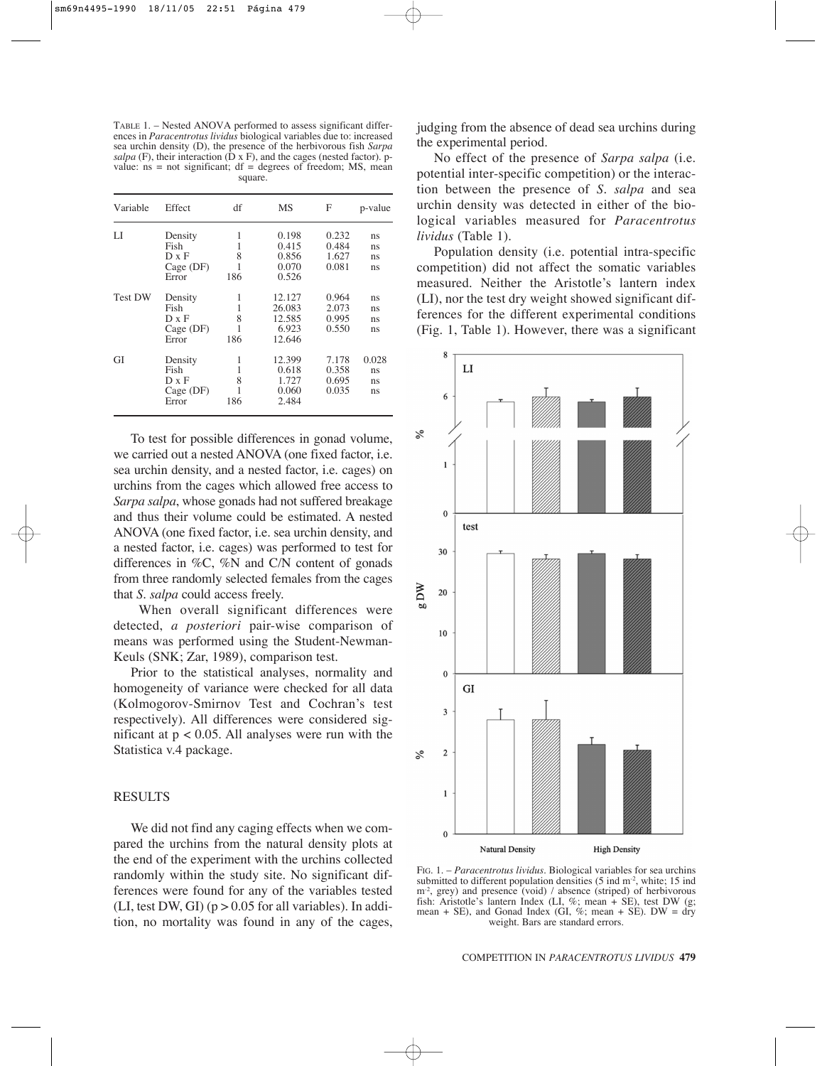TABLE 1. – Nested ANOVA performed to assess significant differences in *Paracentrotus lividus* biological variables due to: increased sea urchin density (D), the presence of the herbivorous fish *Sarpa salpa* (F), their interaction (D x F), and the cages (nested factor). p-value: ns = not significant; df = degrees of freedom; MS, mean square.

| Variable | Effect | df | MS | F | p-value |
|---|---|---|---|---|---|
| LI | Density | 1 | 0.198 | 0.232 | ns |
| | Fish | 1 | 0.415 | 0.484 | ns |
| | D x F | 8 | 0.856 | 1.627 | ns |
| | Cage (DF) | 1 | 0.070 | 0.081 | ns |
| | Error | 186 | 0.526 | | |
| Test DW | Density | 1 | 12.127 | 0.964 | ns |
| | Fish | 1 | 26.083 | 2.073 | ns |
| | D x F | 8 | 12.585 | 0.995 | ns |
| | Cage (DF) | 1 | 6.923 | 0.550 | ns |
| | Error | 186 | 12.646 | | |
| GI | Density | 1 | 12.399 | 7.178 | 0.028 |
| | Fish | 1 | 0.618 | 0.358 | ns |
| | D x F | 8 | 1.727 | 0.695 | ns |
| | Cage (DF) | 1 | 0.060 | 0.035 | ns |
| | Error | 186 | 2.484 | | |

To test for possible differences in gonad volume, we carried out a nested ANOVA (one fixed factor, i.e. sea urchin density, and a nested factor, i.e. cages) on urchins from the cages which allowed free access to *Sarpa salpa*, whose gonads had not suffered breakage and thus their volume could be estimated. A nested ANOVA (one fixed factor, i.e. sea urchin density, and a nested factor, i.e. cages) was performed to test for differences in %C, %N and C/N content of gonads from three randomly selected females from the cages that *S. salpa* could access freely.

When overall significant differences were detected, *a posteriori* pair-wise comparison of means was performed using the Student-Newman-Keuls (SNK; Zar, 1989), comparison test.

Prior to the statistical analyses, normality and homogeneity of variance were checked for all data (Kolmogorov-Smirnov Test and Cochran's test respectively). All differences were considered significant at $p < 0.05$. All analyses were run with the Statistica v.4 package.

## RESULTS

We did not find any caging effects when we compared the urchins from the natural density plots at the end of the experiment with the urchins collected randomly within the study site. No significant differences were found for any of the variables tested (LI, test DW, GI) ($p > 0.05$ for all variables). In addition, no mortality was found in any of the cages, judging from the absence of dead sea urchins during the experimental period.

No effect of the presence of *Sarpa salpa* (i.e. potential inter-specific competition) or the interaction between the presence of *S. salpa* and sea urchin density was detected in either of the biological variables measured for *Paracentrotus lividus* (Table 1).

Population density (i.e. potential intra-specific competition) did not affect the somatic variables measured. Neither the Aristotle's lantern index (LI), nor the test dry weight showed significant differences for the different experimental conditions (Fig. 1, Table 1). However, there was a significant

FIG. 1. – *Paracentrotus lividus*. Biological variables for sea urchins submitted to different population densities (5 ind m$^{-2}$, white; 15 ind m$^{-2}$, grey) and presence (void) / absence (striped) of herbivorous fish: Aristotle's lantern Index (LI, %; mean + SE), test DW (g; mean + SE), and Gonad Index (GI, %; mean + SE). DW = dry weight. Bars are standard errors.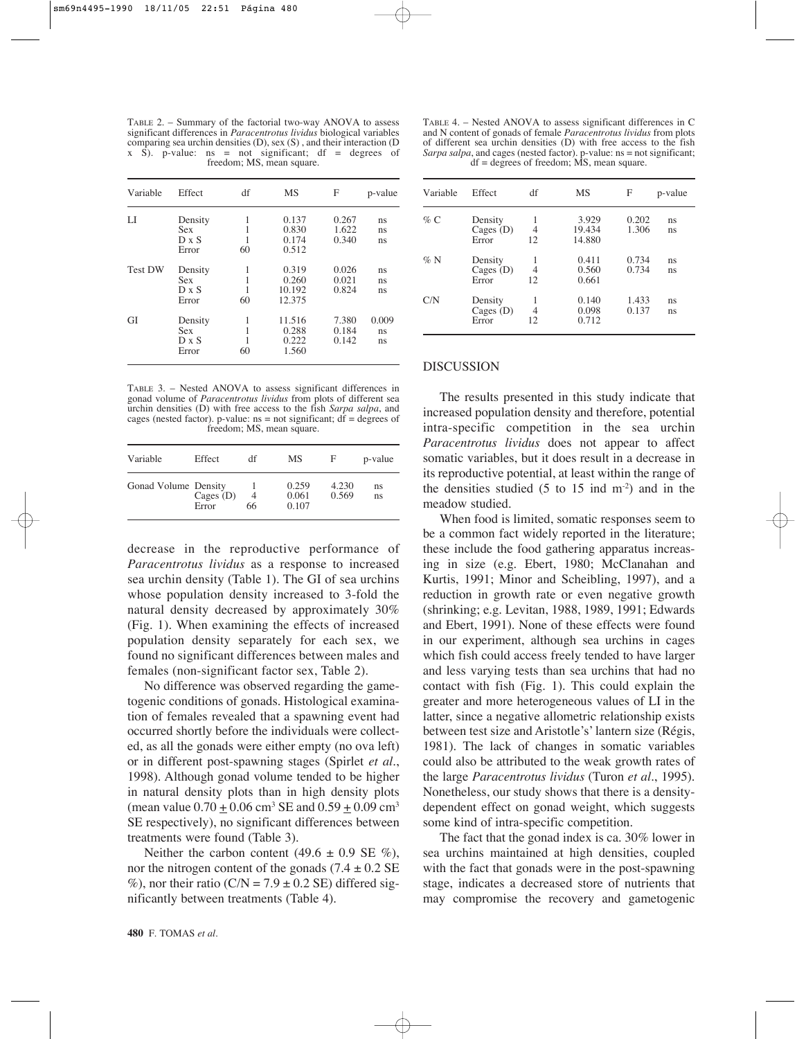TABLE 2. – Summary of the factorial two-way ANOVA to assess significant differences in *Paracentrotus lividus* biological variables comparing sea urchin densities (D), sex (S) , and their interaction (D x S). p-value: ns = not significant; df = degrees of freedom; MS, mean square.

| Variable | Effect | df | MS | F | p-value |
|---|---|---|---|---|---|
| LI | Density | 1 | 0.137 | 0.267 | ns |
| | Sex | 1 | 0.830 | 1.622 | ns |
| | D x S | 1 | 0.174 | 0.340 | ns |
| | Error | 60 | 0.512 | | |
| Test DW | Density | 1 | 0.319 | 0.026 | ns |
| | Sex | 1 | 0.260 | 0.021 | ns |
| | D x S | 1 | 10.192 | 0.824 | ns |
| | Error | 60 | 12.375 | | |
| GI | Density | 1 | 11.516 | 7.380 | 0.009 |
| | Sex | 1 | 0.288 | 0.184 | ns |
| | D x S | 1 | 0.222 | 0.142 | ns |
| | Error | 60 | 1.560 | | |

TABLE 3. – Nested ANOVA to assess significant differences in gonad volume of *Paracentrotus lividus* from plots of different sea urchin densities (D) with free access to the fish *Sarpa salpa*, and cages (nested factor). p-value: ns = not significant; df = degrees of freedom; MS, mean square.

| Variable | Effect | df | MS | F | p-value |
|---|---|---|---|---|---|
| Gonad Volume | Density | 1 | 0.259 | 4.230 | ns |
| | Cages (D) | 4 | 0.061 | 0.569 | ns |
| | Error | 66 | 0.107 | | |

decrease in the reproductive performance of *Paracentrotus lividus* as a response to increased sea urchin density (Table 1). The GI of sea urchins whose population density increased to 3-fold the natural density decreased by approximately 30% (Fig. 1). When examining the effects of increased population density separately for each sex, we found no significant differences between males and females (non-significant factor sex, Table 2).

No difference was observed regarding the gametogenic conditions of gonads. Histological examination of females revealed that a spawning event had occurred shortly before the individuals were collected, as all the gonads were either empty (no ova left) or in different post-spawning stages (Spirlet *et al*., 1998). Although gonad volume tended to be higher in natural density plots than in high density plots (mean value $0.70 \pm 0.06$ cm$^3$ SE and $0.59 \pm 0.09$ cm$^3$ SE respectively), no significant differences between treatments were found (Table 3).

Neither the carbon content ($49.6 \pm 0.9$ SE %), nor the nitrogen content of the gonads ($7.4 \pm 0.2$ SE %), nor their ratio (C/N = $7.9 \pm 0.2$ SE) differed significantly between treatments (Table 4).

TABLE 4. – Nested ANOVA to assess significant differences in C and N content of gonads of female *Paracentrotus lividus* from plots of different sea urchin densities (D) with free access to the fish *Sarpa salpa*, and cages (nested factor). p-value: ns = not significant; df = degrees of freedom; MS, mean square.

| Variable | Effect | df | MS | F | p-value |
|---|---|---|---|---|---|
| % C | Density | 1 | 3.929 | 0.202 | ns |
| | Cages (D) | 4 | 19.434 | 1.306 | ns |
| | Error | 12 | 14.880 | | |
| % N | Density | 1 | 0.411 | 0.734 | ns |
| | Cages (D) | 4 | 0.560 | 0.734 | ns |
| | Error | 12 | 0.661 | | |
| C/N | Density | 1 | 0.140 | 1.433 | ns |
| | Cages (D) | 4 | 0.098 | 0.137 | ns |
| | Error | 12 | 0.712 | | |

## DISCUSSION

The results presented in this study indicate that increased population density and therefore, potential intra-specific competition in the sea urchin *Paracentrotus lividus* does not appear to affect somatic variables, but it does result in a decrease in its reproductive potential, at least within the range of the densities studied (5 to 15 ind m$^{-2}$) and in the meadow studied.

When food is limited, somatic responses seem to be a common fact widely reported in the literature; these include the food gathering apparatus increasing in size (e.g. Ebert, 1980; McClanahan and Kurtis, 1991; Minor and Scheibling, 1997), and a reduction in growth rate or even negative growth (shrinking; e.g. Levitan, 1988, 1989, 1991; Edwards and Ebert, 1991). None of these effects were found in our experiment, although sea urchins in cages which fish could access freely tended to have larger and less varying tests than sea urchins that had no contact with fish (Fig. 1). This could explain the greater and more heterogeneous values of LI in the latter, since a negative allometric relationship exists between test size and Aristotle's' lantern size (Régis, 1981). The lack of changes in somatic variables could also be attributed to the weak growth rates of the large *Paracentrotus lividus* (Turon *et al*., 1995). Nonetheless, our study shows that there is a density-dependent effect on gonad weight, which suggests some kind of intra-specific competition.

The fact that the gonad index is ca. 30% lower in sea urchins maintained at high densities, coupled with the fact that gonads were in the post-spawning stage, indicates a decreased store of nutrients that may compromise the recovery and gametogenic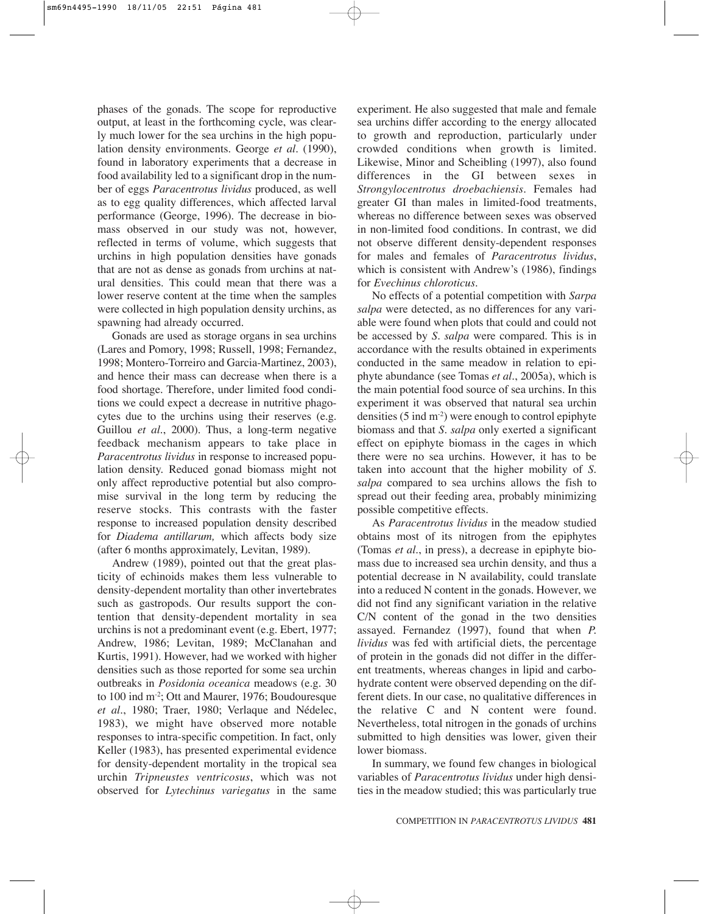phases of the gonads. The scope for reproductive output, at least in the forthcoming cycle, was clearly much lower for the sea urchins in the high population density environments. George *et al*. (1990), found in laboratory experiments that a decrease in food availability led to a significant drop in the number of eggs *Paracentrotus lividus* produced, as well as to egg quality differences, which affected larval performance (George, 1996). The decrease in biomass observed in our study was not, however, reflected in terms of volume, which suggests that urchins in high population densities have gonads that are not as dense as gonads from urchins at natural densities. This could mean that there was a lower reserve content at the time when the samples were collected in high population density urchins, as spawning had already occurred.

Gonads are used as storage organs in sea urchins (Lares and Pomory, 1998; Russell, 1998; Fernandez, 1998; Montero-Torreiro and Garcia-Martinez, 2003), and hence their mass can decrease when there is a food shortage. Therefore, under limited food conditions we could expect a decrease in nutritive phagocytes due to the urchins using their reserves (e.g. Guillou *et al*., 2000). Thus, a long-term negative feedback mechanism appears to take place in *Paracentrotus lividus* in response to increased population density. Reduced gonad biomass might not only affect reproductive potential but also compromise survival in the long term by reducing the reserve stocks. This contrasts with the faster response to increased population density described for *Diadema antillarum,* which affects body size (after 6 months approximately, Levitan, 1989).

Andrew (1989), pointed out that the great plasticity of echinoids makes them less vulnerable to density-dependent mortality than other invertebrates such as gastropods. Our results support the contention that density-dependent mortality in sea urchins is not a predominant event (e.g. Ebert, 1977; Andrew, 1986; Levitan, 1989; McClanahan and Kurtis, 1991). However, had we worked with higher densities such as those reported for some sea urchin outbreaks in *Posidonia oceanica* meadows (e.g. 30 to 100 ind m$^{-2}$; Ott and Maurer, 1976; Boudouresque *et al*., 1980; Traer, 1980; Verlaque and Nédelec, 1983), we might have observed more notable responses to intra-specific competition. In fact, only Keller (1983), has presented experimental evidence for density-dependent mortality in the tropical sea urchin *Tripneustes ventricosus*, which was not observed for *Lytechinus variegatus* in the same experiment. He also suggested that male and female sea urchins differ according to the energy allocated to growth and reproduction, particularly under crowded conditions when growth is limited. Likewise, Minor and Scheibling (1997), also found differences in the GI between sexes in *Strongylocentrotus droebachiensis*. Females had greater GI than males in limited-food treatments, whereas no difference between sexes was observed in non-limited food conditions. In contrast, we did not observe different density-dependent responses for males and females of *Paracentrotus lividus*, which is consistent with Andrew's (1986), findings for *Evechinus chloroticus*.

No effects of a potential competition with *Sarpa salpa* were detected, as no differences for any variable were found when plots that could and could not be accessed by *S. salpa* were compared. This is in accordance with the results obtained in experiments conducted in the same meadow in relation to epiphyte abundance (see Tomas *et al*., 2005a), which is the main potential food source of sea urchins. In this experiment it was observed that natural sea urchin densities (5 ind m$^{-2}$) were enough to control epiphyte biomass and that *S. salpa* only exerted a significant effect on epiphyte biomass in the cages in which there were no sea urchins. However, it has to be taken into account that the higher mobility of *S. salpa* compared to sea urchins allows the fish to spread out their feeding area, probably minimizing possible competitive effects.

As *Paracentrotus lividus* in the meadow studied obtains most of its nitrogen from the epiphytes (Tomas *et al*., in press), a decrease in epiphyte biomass due to increased sea urchin density, and thus a potential decrease in N availability, could translate into a reduced N content in the gonads. However, we did not find any significant variation in the relative C/N content of the gonad in the two densities assayed. Fernandez (1997), found that when *P. lividus* was fed with artificial diets, the percentage of protein in the gonads did not differ in the different treatments, whereas changes in lipid and carbohydrate content were observed depending on the different diets. In our case, no qualitative differences in the relative C and N content were found. Nevertheless, total nitrogen in the gonads of urchins submitted to high densities was lower, given their lower biomass.

In summary, we found few changes in biological variables of *Paracentrotus lividus* under high densities in the meadow studied; this was particularly true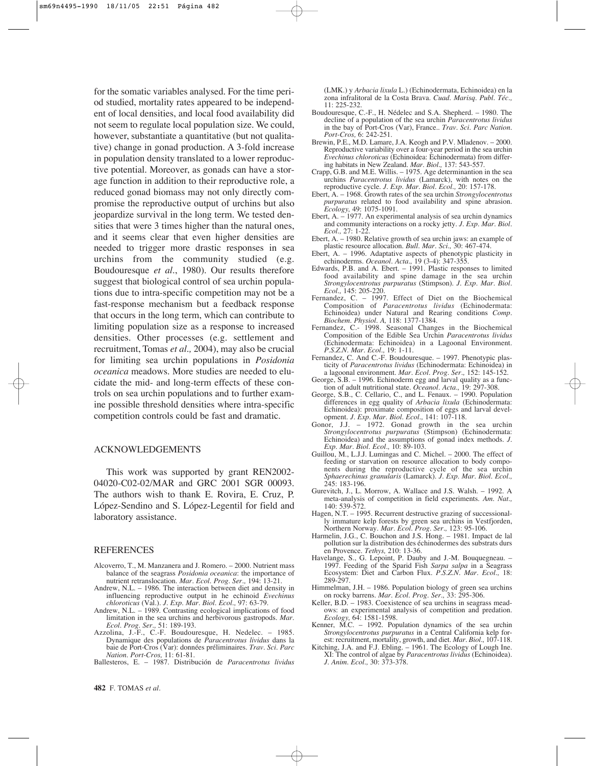for the somatic variables analysed. For the time period studied, mortality rates appeared to be independent of local densities, and local food availability did not seem to regulate local population size. We could, however, substantiate a quantitative (but not qualitative) change in gonad production. A 3-fold increase in population density translated to a lower reproductive potential. Moreover, as gonads can have a storage function in addition to their reproductive role, a reduced gonad biomass may not only directly compromise the reproductive output of urchins but also jeopardize survival in the long term. We tested densities that were 3 times higher than the natural ones, and it seems clear that even higher densities are needed to trigger more drastic responses in sea urchins from the community studied (e.g. Boudouresque *et al.*, 1980). Our results therefore suggest that biological control of sea urchin populations due to intra-specific competition may not be a fast-response mechanism but a feedback response that occurs in the long term, which can contribute to limiting population size as a response to increased densities. Other processes (e.g. settlement and recruitment, Tomas *et al.,* 2004), may also be crucial for limiting sea urchin populations in *Posidonia oceanica* meadows. More studies are needed to elucidate the mid- and long-term effects of these controls on sea urchin populations and to further examine possible threshold densities where intra-specific competition controls could be fast and dramatic.

## ACKNOWLEDGEMENTS

This work was supported by grant REN2002-04020-C02-02/MAR and GRC 2001 SGR 00093. The authors wish to thank E. Rovira, E. Cruz, P. López-Sendino and S. López-Legentil for field and laboratory assistance.

## REFERENCES

Alcoverro, T., M. Manzanera and J. Romero. – 2000. Nutrient mass balance of the seagrass *Posidonia oceanica*: the importance of nutrient retranslocation. *Mar. Ecol. Prog. Ser.,* 194: 13-21.

Andrew, N.L. – 1986. The interaction between diet and density in influencing reproductive output in he echinoid *Evechinus chloroticus* (Val.). *J. Exp. Mar. Biol. Ecol.,* 97: 63-79.

Andrew, N.L. – 1989. Contrasting ecological implications of food limitation in the sea urchins and herbivorous gastropods. *Mar. Ecol. Prog. Ser.,* 51: 189-193.

Azzolina, J.-F., C.-F. Boudouresque, H. Nedelec. – 1985. Dynamique des populations de *Paracentrotus lividus* dans la baie de Port-Cros (Var): données préliminaires. *Trav. Sci. Parc Nation. Port-Cros,* 11: 61-81.

Ballesteros, E. – 1987. Distribución de *Paracentrotus lividus* (LMK.) y *Arbacia lixula* L.) (Echinodermata, Echinoidea) en la zona infralitoral de la Costa Brava. *Cuad. Marisq. Publ. Téc.,* 11: 225-232.

Boudouresque, C.-F., H. Nédelec and S.A. Shepherd. – 1980. The decline of a population of the sea urchin *Paracentrotus lividus* in the bay of Port-Cros (Var), France.. *Trav. Sci. Parc Nation. Port-Cros,* 6: 242-251.

Brewin, P.E., M.D. Lamare, J.A. Keogh and P.V. Mladenov. – 2000. Reproductive variability over a four-year period in the sea urchin *Evechinus chloroticus* (Echinoidea: Echinodermata) from differing habitats in New Zealand. *Mar. Biol.,* 137: 543-557.

Crapp, G.B. and M.E. Willis. – 1975. Age determinantion in the sea urchins *Paracentrotus lividus* (Lamarck), with notes on the reproductive cycle. *J. Exp. Mar. Biol. Ecol.,* 20: 157-178.

Ebert, A. – 1968. Growth rates of the sea urchin *Strongylocentrotus purpuratus* related to food availability and spine abrasion. *Ecology,* 49: 1075-1091.

Ebert, A. – 1977. An experimental analysis of sea urchin dynamics and community interactions on a rocky jetty. *J. Exp. Mar. Biol. Ecol.,* 27: 1-22.

Ebert, A. – 1980. Relative growth of sea urchin jaws: an example of plastic resource allocation. *Bull. Mar. Sci.,* 30: 467-474.

Ebert, A. – 1996. Adaptative aspects of phenotypic plasticity in echinoderms. *Oceanol. Acta.,* 19 (3-4): 347-355.

Edwards, P.B. and A. Ebert. – 1991. Plastic responses to limited food availability and spine damage in the sea urchin *Strongylocentrotus purpuratus* (Stimpson). *J. Exp. Mar. Biol. Ecol.,* 145: 205-220.

Fernandez, C. – 1997. Effect of Diet on the Biochemical Composition of *Paracentrotus lividus* (Echinodermata: Echinoidea) under Natural and Rearing conditions *Comp. Biochem. Physiol. A,* 118: 1377-1384.

Fernandez, C.- 1998. Seasonal Changes in the Biochemical Composition of the Edible Sea Urchin *Paracentrotus lividus* (Echinodermata: Echinoidea) in a Lagoonal Environment. *P.S.Z.N. Mar. Ecol.,* 19: 1-11.

Fernandez, C. And C.-F. Boudouresque. – 1997. Phenotypic plasticity of *Paracentrotus lividus* (Echinodermata: Echinoidea) in a lagoonal environment. *Mar. Ecol. Prog. Ser.,* 152: 145-152.

George, S.B. – 1996. Echinoderm egg and larval quality as a function of adult nutritional state. *Oceanol. Acta.,* 19: 297-308.

George, S.B., C. Cellario, C., and L. Fenaux. – 1990. Population differences in egg quality of *Arbacia lixula* (Echinodermata: Echinoidea): proximate composition of eggs and larval development. *J. Exp. Mar. Biol. Ecol.,* 141: 107-118.

Gonor, J.J. – 1972. Gonad growth in the sea urchin *Strongylocentrotus purpuratus* (Stimpson) (Echinodermata: Echinoidea) and the assumptions of gonad index methods. *J. Exp. Mar. Biol. Ecol.,* 10: 89-103.

Guillou, M., L.J.J. Lumingas and C. Michel. – 2000. The effect of feeding or starvation on resource allocation to body components during the reproductive cycle of the sea urchin *Sphaerechinus granularis* (Lamarck). *J. Exp. Mar. Biol. Ecol.,* 245: 183-196.

Gurevitch, J., L. Morrow, A. Wallace and J.S. Walsh. – 1992. A meta-analysis of competition in field experiments. *Am. Nat.,* 140: 539-572.

Hagen, N.T. – 1995. Recurrent destructive grazing of successionally immature kelp forests by green sea urchins in Vestfjorden, Northern Norway. *Mar. Ecol. Prog. Ser.,* 123: 95-106.

Harmelin, J.G., C. Bouchon and J.S. Hong. – 1981. Impact de lal pollution sur la distribution des échinodermes des substrats durs en Provence. *Tethys,* 210: 13-36.

Havelange, S., G. Lepoint, P. Dauby and J.-M. Bouquegneau. – 1997. Feeding of the Sparid Fish *Sarpa salpa* in a Seagrass Ecosystem: Diet and Carbon Flux. *P.S.Z.N. Mar. Ecol.,* 18: 289-297.

Himmelman, J.H. – 1986. Population biology of green sea urchins on rocky barrens. *Mar. Ecol. Prog. Ser.,* 33: 295-306.

Keller, B.D. – 1983. Coexistence of sea urchins in seagrass meadows: an experimental analysis of competition and predation. *Ecology,* 64: 1581-1598.

Kenner, M.C. – 1992. Population dynamics of the sea urchin *Strongylocentrotus purpuratus* in a Central California kelp forest: recruitment, mortality, growth, and diet. *Mar. Biol.,* 107-118.

Kitching, J.A. and F.J. Ebling. – 1961. The Ecology of Lough Ine. XI: The control of algae by *Paracentrotus lividus* (Echinoidea). *J. Anim. Ecol.,* 30: 373-378.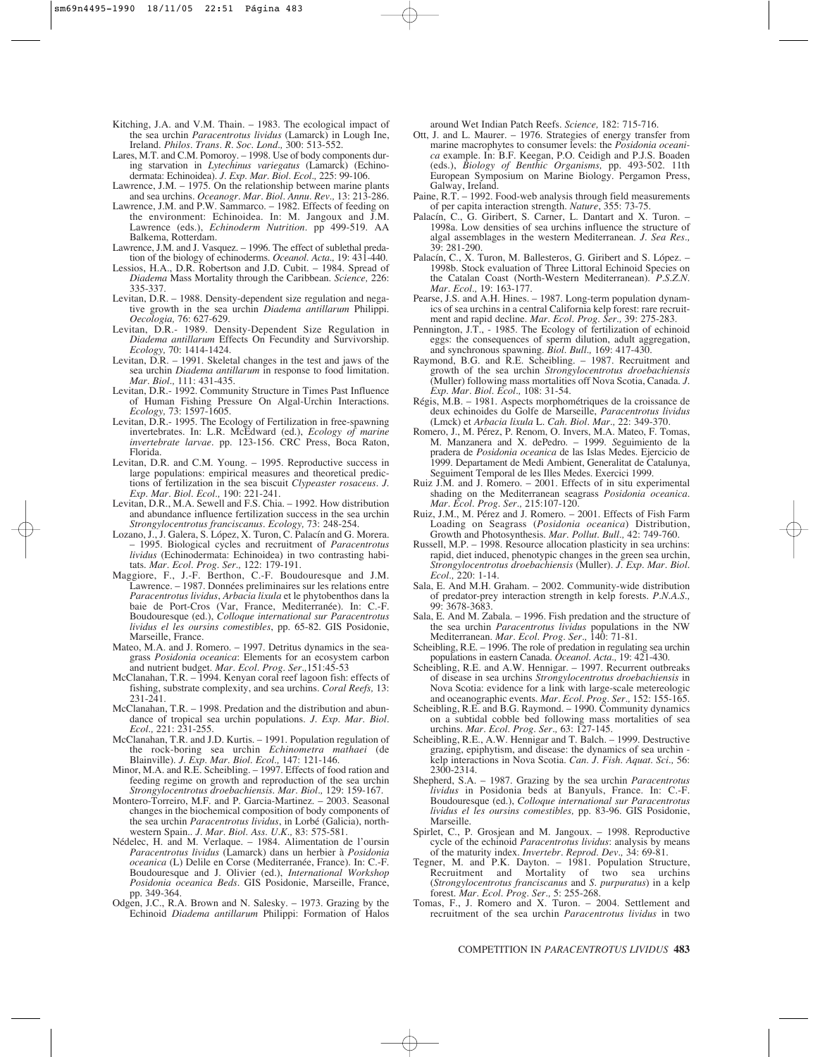Kitching, J.A. and V.M. Thain. – 1983. The ecological impact of the sea urchin *Paracentrotus lividus* (Lamarck) in Lough Ine, Ireland. *Philos. Trans. R. Soc. Lond.,* 300: 513-552.

Lares, M.T. and C.M. Pomoroy. – 1998. Use of body components during starvation in *Lytechinus variegatus* (Lamarck) (Echinodermata: Echinoidea). *J. Exp. Mar. Biol. Ecol.,* 225: 99-106.

Lawrence, J.M. – 1975. On the relationship between marine plants and sea urchins. *Oceanogr. Mar. Biol. Annu. Rev.,* 13: 213-286.

Lawrence, J.M. and P.W. Sammarco. – 1982. Effects of feeding on the environment: Echinoidea. In: M. Jangoux and J.M. Lawrence (eds.), *Echinoderm Nutrition*. pp 499-519. AA Balkema, Rotterdam.

Lawrence, J.M. and J. Vasquez. – 1996. The effect of sublethal predation of the biology of echinoderms. *Oceanol. Acta.,* 19: 431-440.

Lessios, H.A., D.R. Robertson and J.D. Cubit. – 1984. Spread of *Diadema* Mass Mortality through the Caribbean. *Science,* 226: 335-337.

Levitan, D.R. – 1988. Density-dependent size regulation and negative growth in the sea urchin *Diadema antillarum* Philippi. *Oecologia,* 76: 627-629.

Levitan, D.R.- 1989. Density-Dependent Size Regulation in *Diadema antillarum* Effects On Fecundity and Survivorship. *Ecology,* 70: 1414-1424.

Levitan, D.R. – 1991. Skeletal changes in the test and jaws of the sea urchin *Diadema antillarum* in response to food limitation. *Mar. Biol.,* 111: 431-435.

Levitan, D.R.- 1992. Community Structure in Times Past Influence of Human Fishing Pressure On Algal-Urchin Interactions. *Ecology,* 73: 1597-1605.

Levitan, D.R.- 1995. The Ecology of Fertilization in free-spawning invertebrates. In: L.R. McEdward (ed.), *Ecology of marine invertebrate larvae*. pp. 123-156. CRC Press, Boca Raton, Florida.

Levitan, D.R. and C.M. Young. – 1995. Reproductive success in large populations: empirical measures and theoretical predictions of fertilization in the sea biscuit *Clypeaster rosaceus*. *J. Exp. Mar. Biol. Ecol.,* 190: 221-241.

Levitan, D.R., M.A. Sewell and F.S. Chia. – 1992. How distribution and abundance influence fertilization success in the sea urchin *Strongylocentrotus franciscanus*. *Ecology,* 73: 248-254.

Lozano, J., J. Galera, S. López, X. Turon, C. Palacín and G. Morera. – 1995. Biological cycles and recruitment of *Paracentrotus lividus* (Echinodermata: Echinoidea) in two contrasting habitats. *Mar. Ecol. Prog. Ser.,* 122: 179-191.

Maggiore, F., J.-F. Berthon, C.-F. Boudouresque and J.M. Lawrence. – 1987. Données preliminaires sur les relations entre *Paracentrotus lividus*, *Arbacia lixula* et le phytobenthos dans la baie de Port-Cros (Var, France, Mediterranée). In: C.-F. Boudouresque (ed.), *Colloque international sur Paracentrotus lividus el les oursins comestibles*, pp. 65-82. GIS Posidonie, Marseille, France.

Mateo, M.A. and J. Romero. – 1997. Detritus dynamics in the seagrass *Posidonia oceanica*: Elements for an ecosystem carbon and nutrient budget. *Mar. Ecol. Prog. Ser.,*151:45-53

McClanahan, T.R. – 1994. Kenyan coral reef lagoon fish: effects of fishing, substrate complexity, and sea urchins. *Coral Reefs,* 13: 231-241.

McClanahan, T.R. – 1998. Predation and the distribution and abundance of tropical sea urchin populations. *J. Exp. Mar. Biol. Ecol.,* 221: 231-255.

McClanahan, T.R. and J.D. Kurtis. – 1991. Population regulation of the rock-boring sea urchin *Echinometra mathaei* (de Blainville). *J. Exp. Mar. Biol. Ecol.,* 147: 121-146.

Minor, M.A. and R.E. Scheibling. – 1997. Effects of food ration and feeding regime on growth and reproduction of the sea urchin *Strongylocentrotus droebachiensis*. *Mar. Biol.,* 129: 159-167.

Montero-Torreiro, M.F. and P. Garcia-Martinez. – 2003. Seasonal changes in the biochemical composition of body components of the sea urchin *Paracentrotus lividus*, in Lorbé (Galicia), northwestern Spain.. *J. Mar. Biol. Ass. U.K.,* 83: 575-581.

Nédelec, H. and M. Verlaque. – 1984. Alimentation de l'oursin *Paracentrotus lividus* (Lamarck) dans un herbier à *Posidonia oceanica* (L) Delile en Corse (Mediterranée, France). In: C.-F. Boudouresque and J. Olivier (ed.), *International Workshop Posidonia oceanica Beds*. GIS Posidonie, Marseille, France, pp. 349-364.

Odgen, J.C., R.A. Brown and N. Salesky. – 1973. Grazing by the Echinoid *Diadema antillarum* Philippi: Formation of Halos around Wet Indian Patch Reefs. *Science,* 182: 715-716.

Ott, J. and L. Maurer. – 1976. Strategies of energy transfer from marine macrophytes to consumer levels: the *Posidonia oceanica* example. In: B.F. Keegan, P.O. Ceidigh and P.J.S. Boaden (eds.), *Biology of Benthic Organisms,* pp. 493-502. 11th European Symposium on Marine Biology. Pergamon Press, Galway, Ireland.

Paine, R.T. – 1992. Food-web analysis through field measurements of per capita interaction strength. *Nature*, 355: 73-75.

Palacín, C., G. Giribert, S. Carner, L. Dantart and X. Turon. – 1998a. Low densities of sea urchins influence the structure of algal assemblages in the western Mediterranean. *J. Sea Res.,* 39: 281-290.

Palacín, C., X. Turon, M. Ballesteros, G. Giribert and S. López. – 1998b. Stock evaluation of Three Littoral Echinoid Species on the Catalan Coast (North-Western Mediterranean). *P.S.Z.N. Mar. Ecol.,* 19: 163-177.

Pearse, J.S. and A.H. Hines. – 1987. Long-term population dynamics of sea urchins in a central California kelp forest: rare recruitment and rapid decline. *Mar. Ecol. Prog. Ser.,* 39: 275-283.

Pennington, J.T., - 1985. The Ecology of fertilization of echinoid eggs: the consequences of sperm dilution, adult aggregation, and synchronous spawning. *Biol. Bull.,* 169: 417-430.

Raymond, B.G. and R.E. Scheibling. – 1987. Recruitment and growth of the sea urchin *Strongylocentrotus droebachiensis* (Muller) following mass mortalities off Nova Scotia, Canada. *J. Exp. Mar. Biol. Ecol.,* 108: 31-54.

Régis, M.B. – 1981. Aspects morphométriques de la croissance de deux echinoides du Golfe de Marseille, *Paracentrotus lividus* (Lmck) et *Arbacia lixula* L. *Cah. Biol. Mar.,* 22: 349-370.

Romero, J., M. Pérez, P. Renom, O. Invers, M.A. Mateo, F. Tomas, M. Manzanera and X. dePedro. – 1999. *S*eguimiento de la pradera de *Posidonia oceanica* de las Islas Medes. Ejercicio de 1999. Departament de Medi Ambient, Generalitat de Catalunya, Seguiment Temporal de les Illes Medes. Exercici 1999.

Ruiz J.M. and J. Romero. – 2001. Effects of in situ experimental shading on the Mediterranean seagrass *Posidonia oceanica*. *Mar. Ecol. Prog. Ser.,* 215:107-120.

Ruiz, J.M., M. Pérez and J. Romero. – 2001. Effects of Fish Farm Loading on Seagrass (*Posidonia oceanica*) Distribution, Growth and Photosynthesis. *Mar. Pollut. Bull.,* 42: 749-760.

Russell, M.P. – 1998. Resource allocation plasticity in sea urchins: rapid, diet induced, phenotypic changes in the green sea urchin, *Strongylocentrotus droebachiensis* (Muller). *J. Exp. Mar. Biol. Ecol.,* 220: 1-14.

Sala, E. And M.H. Graham. – 2002. Community-wide distribution of predator-prey interaction strength in kelp forests. *P.N.A.S.,* 99: 3678-3683.

Sala, E. And M. Zabala. – 1996. Fish predation and the structure of the sea urchin *Paracentrotus lividus* populations in the NW Mediterranean. *Mar. Ecol. Prog. Ser.,* 140: 71-81.

Scheibling, R.E. – 1996. The role of predation in regulating sea urchin populations in eastern Canada. *Oceanol. Acta.,* 19: 421-430.

Scheibling, R.E. and A.W. Hennigar. – 1997. Recurrent outbreaks of disease in sea urchins *Strongylocentrotus droebachiensis* in Nova Scotia: evidence for a link with large-scale metereologic and oceanographic events. *Mar. Ecol. Prog. Ser.,* 152: 155-165.

Scheibling, R.E. and B.G. Raymond. – 1990. Community dynamics on a subtidal cobble bed following mass mortalities of sea urchins. *Mar. Ecol. Prog. Ser.,* 63: 127-145.

Scheibling, R.E., A.W. Hennigar and T. Balch. – 1999. Destructive grazing, epiphytism, and disease: the dynamics of sea urchin - kelp interactions in Nova Scotia. *Can. J. Fish. Aquat. Sci.,* 56: 2300-2314.

Shepherd, S.A. – 1987. Grazing by the sea urchin *Paracentrotus lividus* in Posidonia beds at Banyuls, France. In: C.-F. Boudouresque (ed.), *Colloque international sur Paracentrotus lividus el les oursins comestibles,* pp. 83-96. GIS Posidonie, Marseille.

Spirlet, C., P. Grosjean and M. Jangoux. – 1998. Reproductive cycle of the echinoid *Paracentrotus lividus*: analysis by means of the maturity index. *Invertebr. Reprod. Dev.,* 34: 69-81.

Tegner, M. and P.K. Dayton. – 1981. Population Structure, Recruitment and Mortality of two sea urchins (*Strongylocentrotus franciscanus* and *S. purpuratus*) in a kelp forest. *Mar. Ecol. Prog. Ser.,* 5: 255-268.

Tomas, F., J. Romero and X. Turon. – 2004. Settlement and recruitment of the sea urchin *Paracentrotus lividus* in two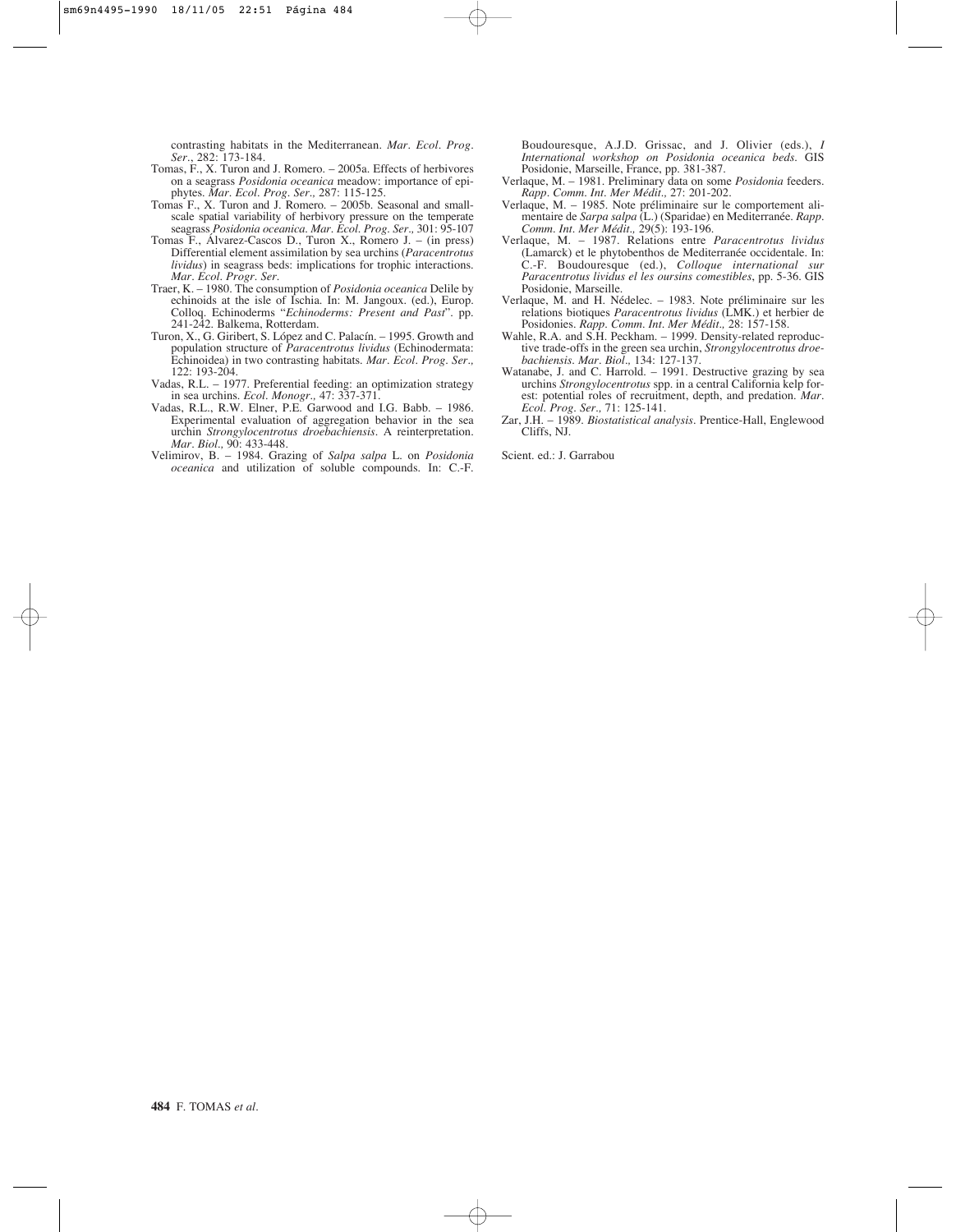contrasting habitats in the Mediterranean. *Mar. Ecol. Prog. Ser.*, 282: 173-184.

Tomas, F., X. Turon and J. Romero. – 2005a. Effects of herbivores on a seagrass *Posidonia oceanica* meadow: importance of epiphytes. *Mar. Ecol. Prog. Ser.,* 287: 115-125.

Tomas F., X. Turon and J. Romero. – 2005b. Seasonal and small-scale spatial variability of herbivory pressure on the temperate seagrass *Posidonia oceanica*. *Mar. Ecol. Prog. Ser.,* 301: 95-107

Tomas F., Álvarez-Cascos D., Turon X., Romero J. – (in press) Differential element assimilation by sea urchins (*Paracentrotus lividus*) in seagrass beds: implications for trophic interactions. *Mar. Ecol. Progr. Ser.*

Traer, K. – 1980. The consumption of *Posidonia oceanica* Delile by echinoids at the isle of Ischia. In: M. Jangoux. (ed.), Europ. Colloq. Echinoderms "*Echinoderms: Present and Past*". pp. 241-242. Balkema, Rotterdam.

Turon, X., G. Giribert, S. López and C. Palacín. – 1995. Growth and population structure of *Paracentrotus lividus* (Echinodermata: Echinoidea) in two contrasting habitats. *Mar. Ecol. Prog. Ser.,* 122: 193-204.

Vadas, R.L. – 1977. Preferential feeding: an optimization strategy in sea urchins. *Ecol. Monogr.,* 47: 337-371.

Vadas, R.L., R.W. Elner, P.E. Garwood and I.G. Babb. – 1986. Experimental evaluation of aggregation behavior in the sea urchin *Strongylocentrotus droebachiensis*. A reinterpretation. *Mar. Biol.,* 90: 433-448.

Velimirov, B. – 1984. Grazing of *Salpa salpa* L. on *Posidonia oceanica* and utilization of soluble compounds. In: C.-F. Boudouresque, A.J.D. Grissac, and J. Olivier (eds.), *I International workshop on Posidonia oceanica beds*. GIS Posidonie, Marseille, France, pp. 381-387.

Verlaque, M. – 1981. Preliminary data on some *Posidonia* feeders. *Rapp. Comm. Int. Mer Médit.,* 27: 201-202.

Verlaque, M. – 1985. Note préliminaire sur le comportement alimentaire de *Sarpa salpa* (L.) (Sparidae) en Mediterranée. *Rapp. Comm. Int. Mer Médit.,* 29(5): 193-196.

Verlaque, M. – 1987. Relations entre *Paracentrotus lividus* (Lamarck) et le phytobenthos de Mediterranée occidentale. In: C.-F. Boudouresque (ed.), *Colloque international sur Paracentrotus lividus el les oursins comestibles*, pp. 5-36. GIS Posidonie, Marseille.

Verlaque, M. and H. Nédelec. – 1983. Note préliminaire sur les relations biotiques *Paracentrotus lividus* (LMK.) et herbier de Posidonies. *Rapp. Comm. Int. Mer Médit.,* 28: 157-158.

Wahle, R.A. and S.H. Peckham. – 1999. Density-related reproductive trade-offs in the green sea urchin, *Strongylocentrotus droebachiensis*. *Mar. Biol.,* 134: 127-137.

Watanabe, J. and C. Harrold. – 1991. Destructive grazing by sea urchins *Strongylocentrotus* spp. in a central California kelp forest: potential roles of recruitment, depth, and predation. *Mar. Ecol. Prog. Ser.,* 71: 125-141.

Zar, J.H. – 1989. *Biostatistical analysis*. Prentice-Hall, Englewood Cliffs, NJ.

Scient. ed.: J. Garrabou